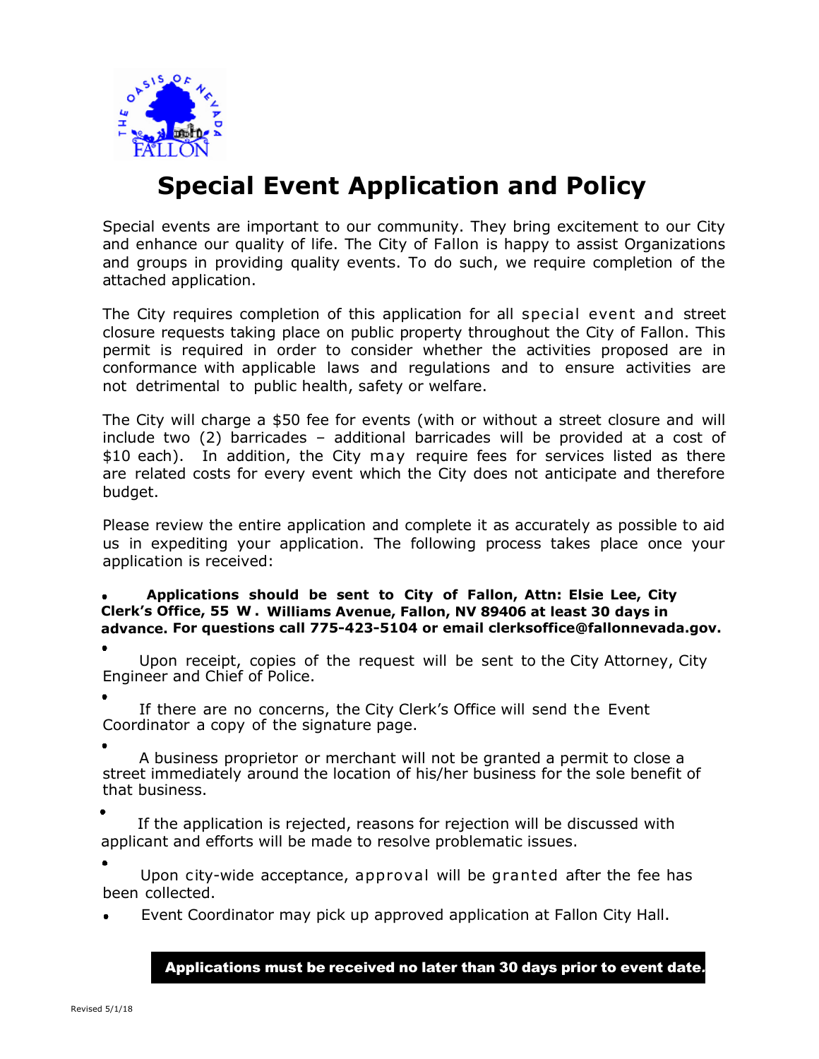# Special Event Application and Policy

Special events are important to our community. They bring excitement to our City and enhance our quality of life. The City of Fallon is happy to assist Organizations and groups in providing quality events. To do such, we require completion of the attached application.

The City requires completion of this application for all special event and street closure requests taking place on public property throughout the City of Fallon. This permit is required in order to consider whether the activities proposed are in conformance with applicable laws and regulations and to ensure activities are not detrimental to public health, safety or welfare.

The City will charge a $50 fee for events (with or without a street closure and will include two (2) barricades – additional barricades will be provided at a cost of $10 each). In addition, the City may require fees for services listed as there are related costs for every event which the City does not anticipate and therefore budget.

Please review the entire application and complete it as accurately as possible to aid us in expediting your application. The following process takes place once your application is received:

- **Applications should be sent to City of Fallon, Attn: Elsie Lee, City Clerk's Office, 55 W. Williams Avenue, Fallon, NV 89406 at least 30 days in advance. For questions call 775-423-5104 or email clerksoffice@fallonnevada.gov.**
- Upon receipt, copies of the request will be sent to the City Attorney, City Engineer and Chief of Police.
- If there are no concerns, the City Clerk's Office will send the Event Coordinator a copy of the signature page.
- A business proprietor or merchant will not be granted a permit to close a street immediately around the location of his/her business for the sole benefit of that business.
- If the application is rejected, reasons for rejection will be discussed with applicant and efforts will be made to resolve problematic issues.
- Upon city-wide acceptance, approval will be granted after the fee has been collected.
- Event Coordinator may pick up approved application at Fallon City Hall.

**Applications must be received no later than 30 days prior to event date.**

Revised 5/1/18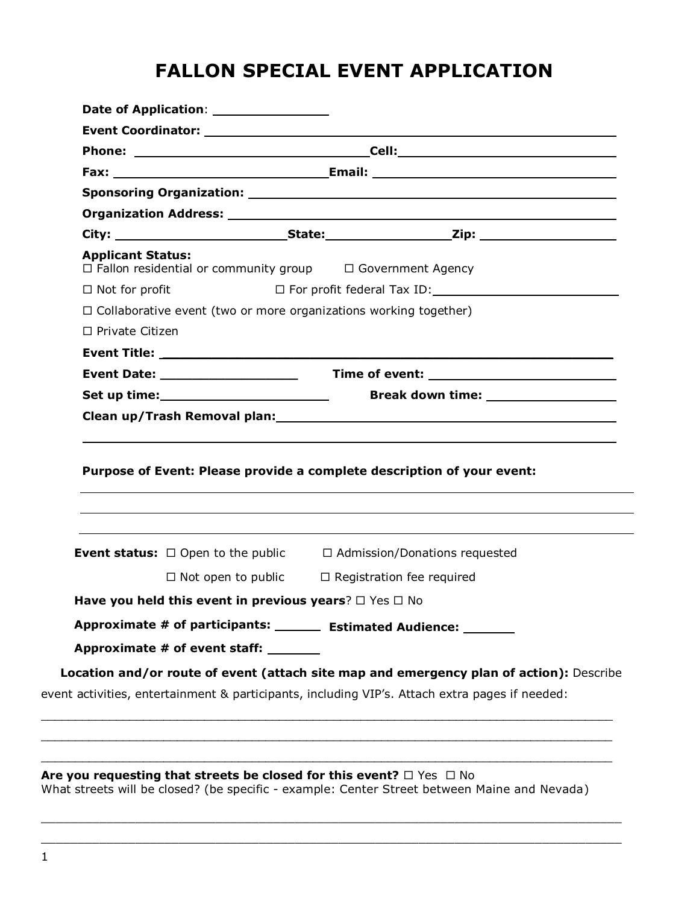# FALLON SPECIAL EVENT APPLICATION

**Date of Application**: ________________

**Event Coordinator:** ____________________________________________

**Phone:** ______________________________ **Cell:** ______________________________

**Fax:** ______________________________ **Email:** ______________________________

**Sponsoring Organization:** ____________________________________________

**Organization Address:** ____________________________________________

**City:** ____________________ **State:** ________________ **Zip:** ________________

**Applicant Status:**

☐ Fallon residential or community group ☐ Government Agency

☐ Not for profit ☐ For profit federal Tax ID: ______________________

☐ Collaborative event (two or more organizations working together)

☐ Private Citizen

**Event Title:** ____________________________________________

**Event Date:** ________________ **Time of event:** ______________________

**Set up time:** ______________________ **Break down time:** ________________

**Clean up/Trash Removal plan:** ____________________________________________

____________________________________________________________________________

**Purpose of Event: Please provide a complete description of your event:**

____________________________________________________________________________

____________________________________________________________________________

____________________________________________________________________________

**Event status:** ☐ Open to the public ☐ Admission/Donations requested

☐ Not open to public ☐ Registration fee required

**Have you held this event in previous years**? ☐ Yes ☐ No

**Approximate # of participants:** ______ **Estimated Audience:** _______

**Approximate # of event staff:** _______

**Location and/or route of event (attach site map and emergency plan of action):** Describe event activities, entertainment & participants, including VIP's. Attach extra pages if needed:

____________________________________________________________________________

____________________________________________________________________________

____________________________________________________________________________

**Are you requesting that streets be closed for this event?** ☐ Yes ☐ No

What streets will be closed? (be specific - example: Center Street between Maine and Nevada)

____________________________________________________________________________

____________________________________________________________________________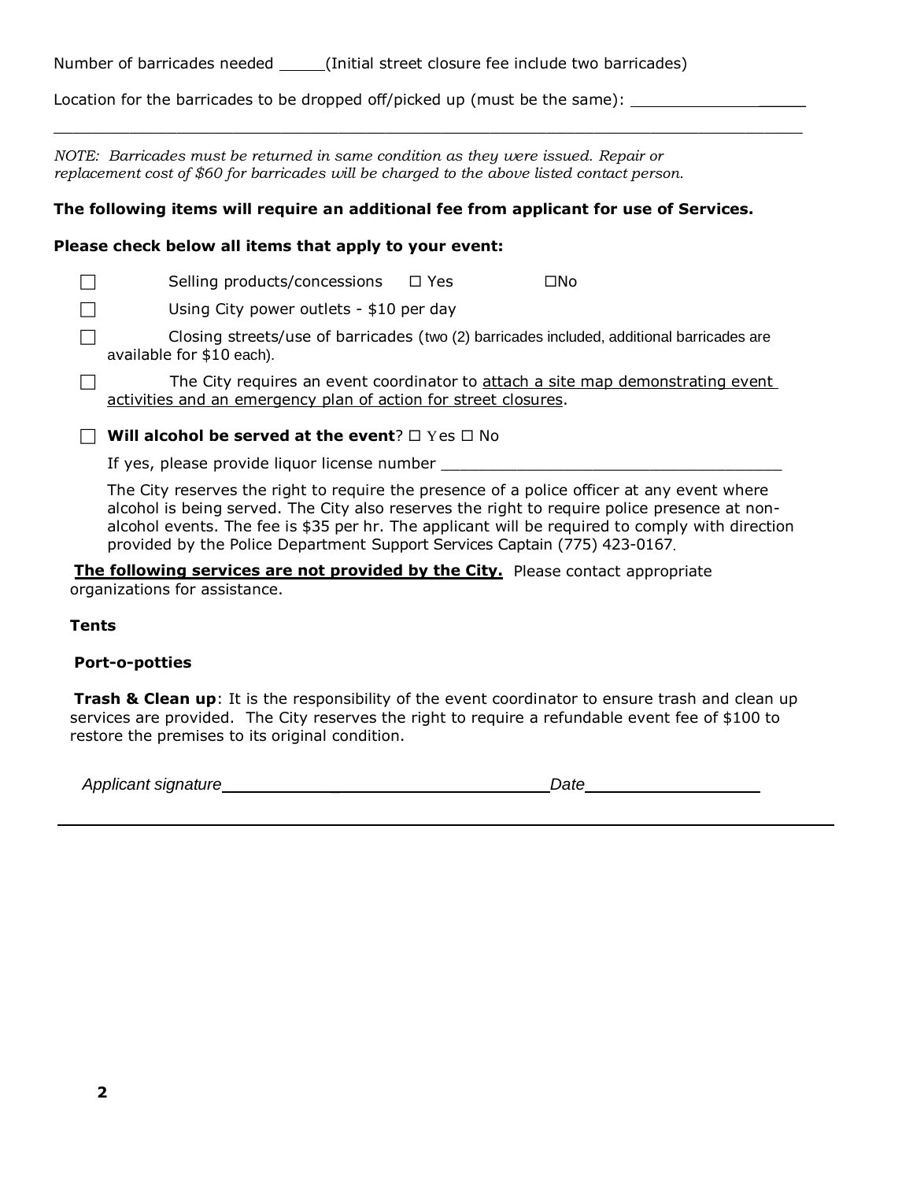Number of barricades needed _____(Initial street closure fee include two barricades)

Location for the barricades to be dropped off/picked up (must be the same): ___________________

_____________________________________________________________________________________

*NOTE: Barricades must be returned in same condition as they were issued. Repair or replacement cost of $60 for barricades will be charged to the above listed contact person.*

**The following items will require an additional fee from applicant for use of Services.**

**Please check below all items that apply to your event:**

- ☐ Selling products/concessions ☐ Yes ☐No
- ☐ Using City power outlets - $10 per day
- ☐ Closing streets/use of barricades (two (2) barricades included, additional barricades are available for $10 each).
- ☐ The City requires an event coordinator to <u>attach a site map demonstrating event activities and an emergency plan of action for street closures</u>.
- ☐ **Will alcohol be served at the event**? ☐ Yes ☐ No

  If yes, please provide liquor license number ___________________________________

  The City reserves the right to require the presence of a police officer at any event where alcohol is being served. The City also reserves the right to require police presence at non-alcohol events. The fee is $35 per hr. The applicant will be required to comply with direction provided by the Police Department Support Services Captain (775) 423-0167.

**<u>The following services are not provided by the City.</u>** Please contact appropriate organizations for assistance.

**Tents**

**Port-o-potties**

**Trash & Clean up**: It is the responsibility of the event coordinator to ensure trash and clean up services are provided. The City reserves the right to require a refundable event fee of $100 to restore the premises to its original condition.

*Applicant signature*___________________________________ *Date*__________________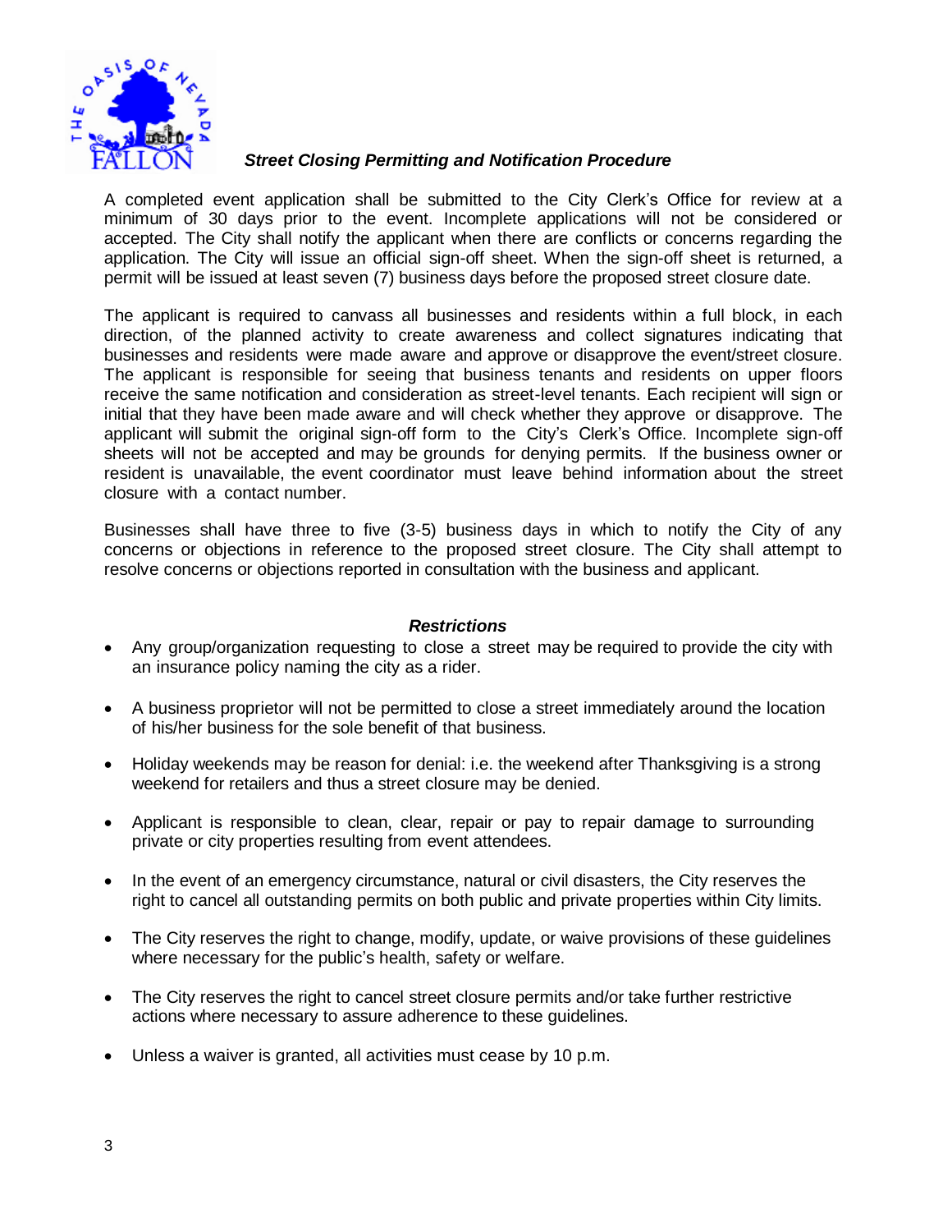### *Street Closing Permitting and Notification Procedure*

A completed event application shall be submitted to the City Clerk's Office for review at a minimum of 30 days prior to the event. Incomplete applications will not be considered or accepted. The City shall notify the applicant when there are conflicts or concerns regarding the application. The City will issue an official sign-off sheet. When the sign-off sheet is returned, a permit will be issued at least seven (7) business days before the proposed street closure date.

The applicant is required to canvass all businesses and residents within a full block, in each direction, of the planned activity to create awareness and collect signatures indicating that businesses and residents were made aware and approve or disapprove the event/street closure. The applicant is responsible for seeing that business tenants and residents on upper floors receive the same notification and consideration as street-level tenants. Each recipient will sign or initial that they have been made aware and will check whether they approve or disapprove. The applicant will submit the original sign-off form to the City's Clerk's Office. Incomplete sign-off sheets will not be accepted and may be grounds for denying permits. If the business owner or resident is unavailable, the event coordinator must leave behind information about the street closure with a contact number.

Businesses shall have three to five (3-5) business days in which to notify the City of any concerns or objections in reference to the proposed street closure. The City shall attempt to resolve concerns or objections reported in consultation with the business and applicant.

### *Restrictions*

- Any group/organization requesting to close a street may be required to provide the city with an insurance policy naming the city as a rider.
- A business proprietor will not be permitted to close a street immediately around the location of his/her business for the sole benefit of that business.
- Holiday weekends may be reason for denial: i.e. the weekend after Thanksgiving is a strong weekend for retailers and thus a street closure may be denied.
- Applicant is responsible to clean, clear, repair or pay to repair damage to surrounding private or city properties resulting from event attendees.
- In the event of an emergency circumstance, natural or civil disasters, the City reserves the right to cancel all outstanding permits on both public and private properties within City limits.
- The City reserves the right to change, modify, update, or waive provisions of these guidelines where necessary for the public's health, safety or welfare.
- The City reserves the right to cancel street closure permits and/or take further restrictive actions where necessary to assure adherence to these guidelines.
- Unless a waiver is granted, all activities must cease by 10 p.m.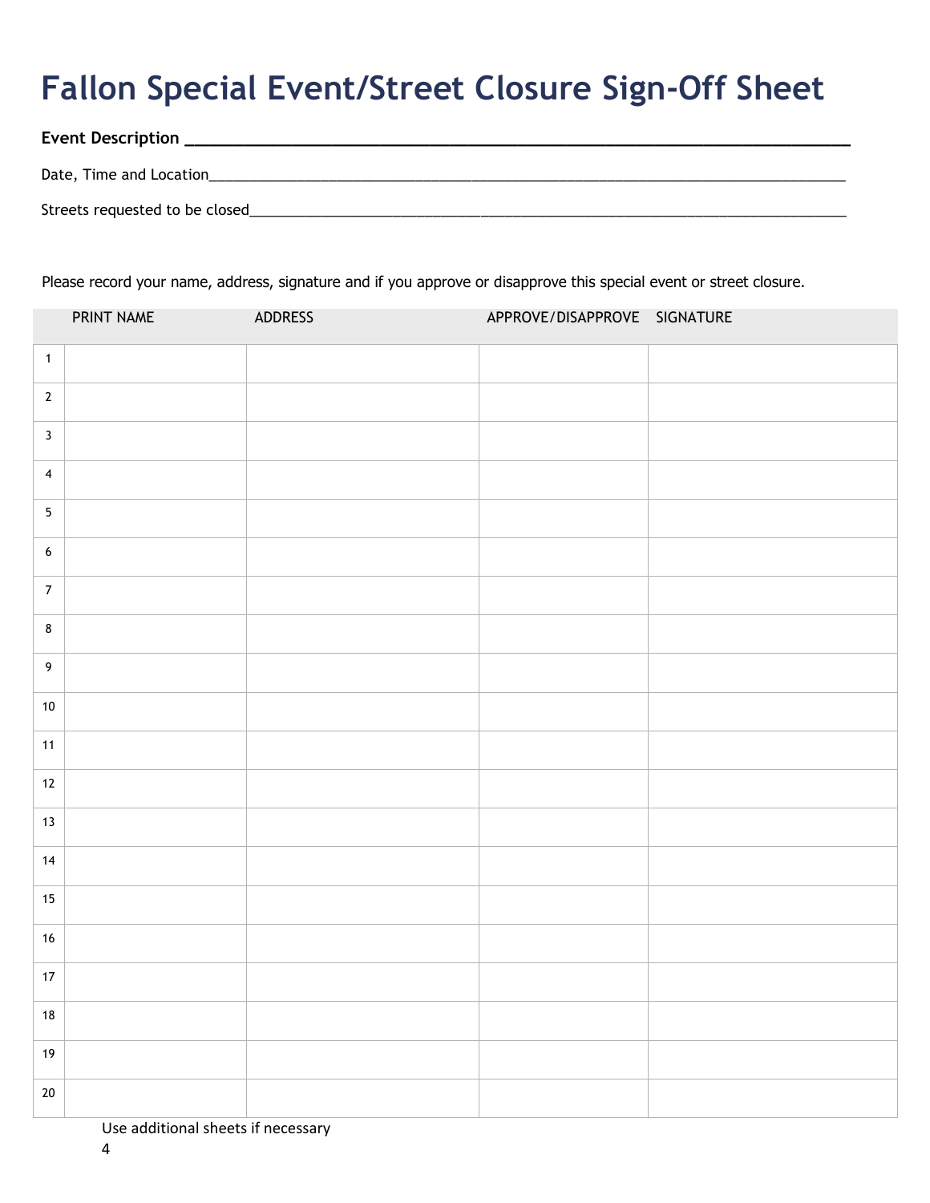# Fallon Special Event/Street Closure Sign-Off Sheet

**Event Description** ___________________________________________________________________________

Date, Time and Location___________________________________________________________________________

Streets requested to be closed_____________________________________________________________________

Please record your name, address, signature and if you approve or disapprove this special event or street closure.

| | PRINT NAME | ADDRESS | APPROVE/DISAPPROVE | SIGNATURE |
|---|---|---|---|---|
| 1 | | | | |
| 2 | | | | |
| 3 | | | | |
| 4 | | | | |
| 5 | | | | |
| 6 | | | | |
| 7 | | | | |
| 8 | | | | |
| 9 | | | | |
| 10 | | | | |
| 11 | | | | |
| 12 | | | | |
| 13 | | | | |
| 14 | | | | |
| 15 | | | | |
| 16 | | | | |
| 17 | | | | |
| 18 | | | | |
| 19 | | | | |
| 20 | | | | |

Use additional sheets if necessary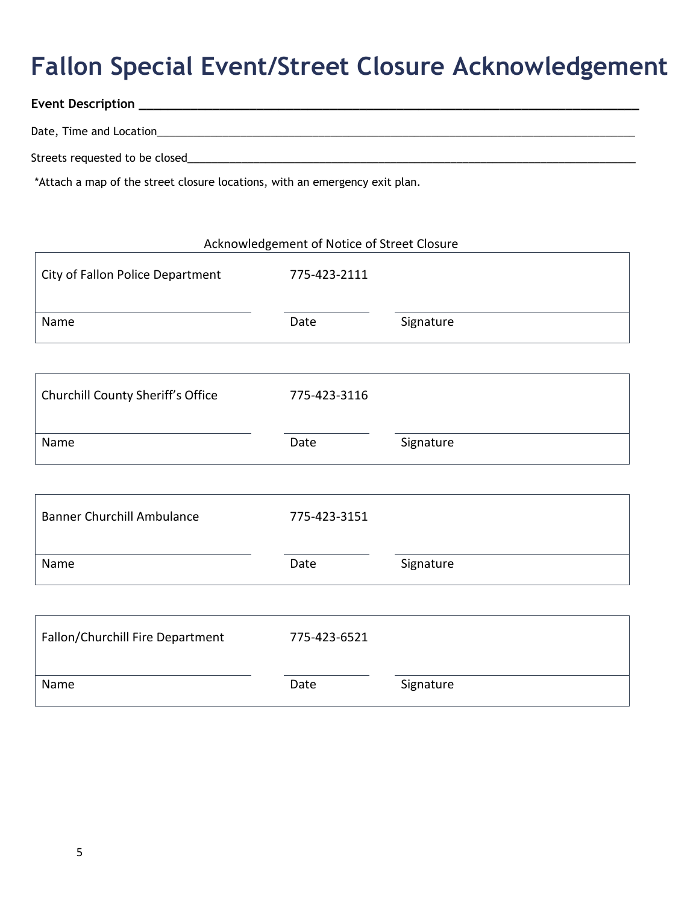# Fallon Special Event/Street Closure Acknowledgement

**Event Description** ______________________________________________________________________

Date, Time and Location______________________________________________________________________

Streets requested to be closed______________________________________________________________________

*Attach a map of the street closure locations, with an emergency exit plan.

Acknowledgement of Notice of Street Closure

| | | |
|---|---|---|
| City of Fallon Police Department | 775-423-2111 | |
| Name | Date | Signature |

| | | |
|---|---|---|
| Churchill County Sheriff's Office | 775-423-3116 | |
| Name | Date | Signature |

| | | |
|---|---|---|
| Banner Churchill Ambulance | 775-423-3151 | |
| Name | Date | Signature |

| | | |
|---|---|---|
| Fallon/Churchill Fire Department | 775-423-6521 | |
| Name | Date | Signature |